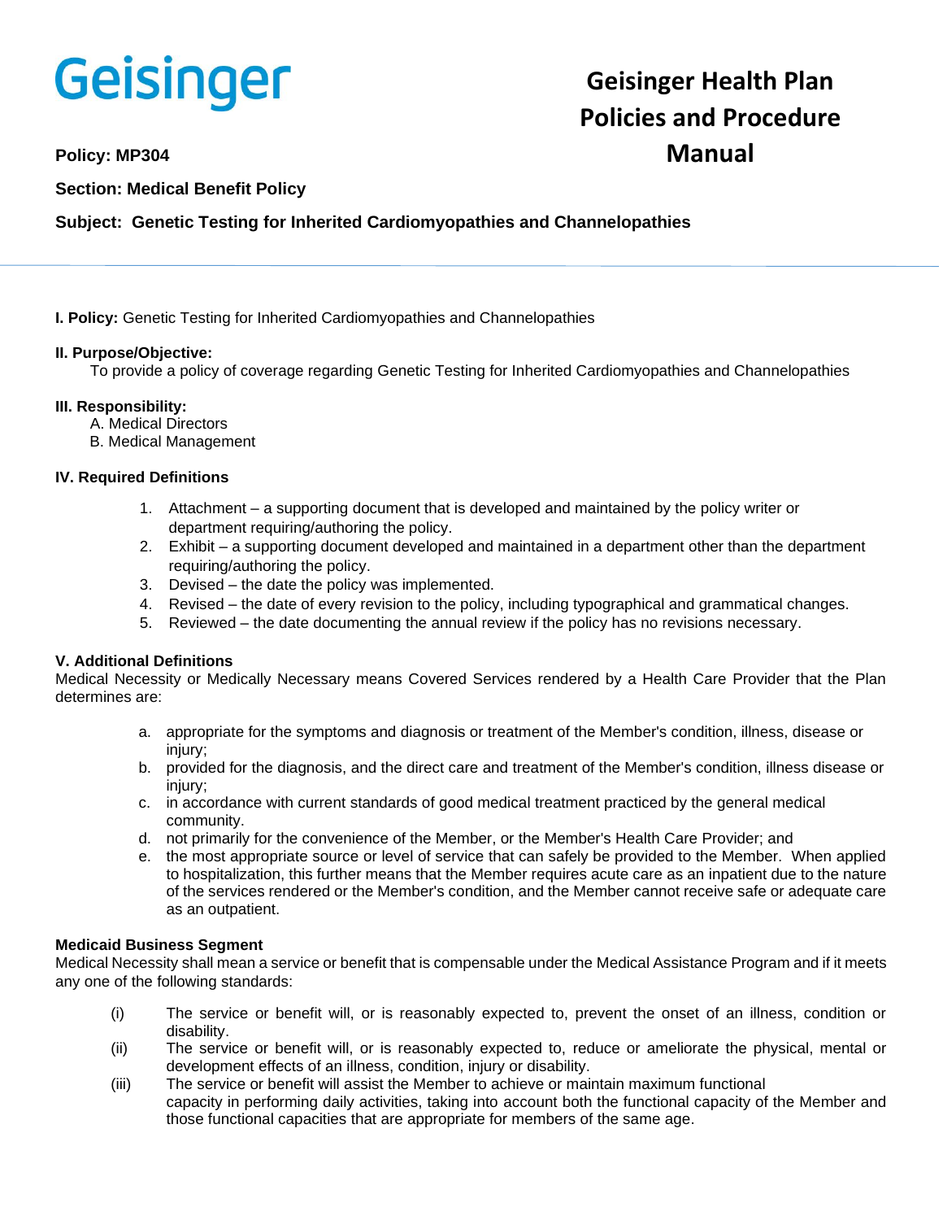# Geisinger

## Geisinger Health Plan Policies and Procedure Manual

**Policy: MP304**

**Section: Medical Benefit Policy**

**Subject: Genetic Testing for Inherited Cardiomyopathies and Channelopathies**

---

**I. Policy:** Genetic Testing for Inherited Cardiomyopathies and Channelopathies

**II. Purpose/Objective:**

To provide a policy of coverage regarding Genetic Testing for Inherited Cardiomyopathies and Channelopathies

**III. Responsibility:**

A. Medical Directors
B. Medical Management

**IV. Required Definitions**

1. Attachment – a supporting document that is developed and maintained by the policy writer or department requiring/authoring the policy.
2. Exhibit – a supporting document developed and maintained in a department other than the department requiring/authoring the policy.
3. Devised – the date the policy was implemented.
4. Revised – the date of every revision to the policy, including typographical and grammatical changes.
5. Reviewed – the date documenting the annual review if the policy has no revisions necessary.

**V. Additional Definitions**

Medical Necessity or Medically Necessary means Covered Services rendered by a Health Care Provider that the Plan determines are:

a. appropriate for the symptoms and diagnosis or treatment of the Member's condition, illness, disease or injury;
b. provided for the diagnosis, and the direct care and treatment of the Member's condition, illness disease or injury;
c. in accordance with current standards of good medical treatment practiced by the general medical community.
d. not primarily for the convenience of the Member, or the Member's Health Care Provider; and
e. the most appropriate source or level of service that can safely be provided to the Member. When applied to hospitalization, this further means that the Member requires acute care as an inpatient due to the nature of the services rendered or the Member's condition, and the Member cannot receive safe or adequate care as an outpatient.

**Medicaid Business Segment**

Medical Necessity shall mean a service or benefit that is compensable under the Medical Assistance Program and if it meets any one of the following standards:

(i) The service or benefit will, or is reasonably expected to, prevent the onset of an illness, condition or disability.
(ii) The service or benefit will, or is reasonably expected to, reduce or ameliorate the physical, mental or development effects of an illness, condition, injury or disability.
(iii) The service or benefit will assist the Member to achieve or maintain maximum functional capacity in performing daily activities, taking into account both the functional capacity of the Member and those functional capacities that are appropriate for members of the same age.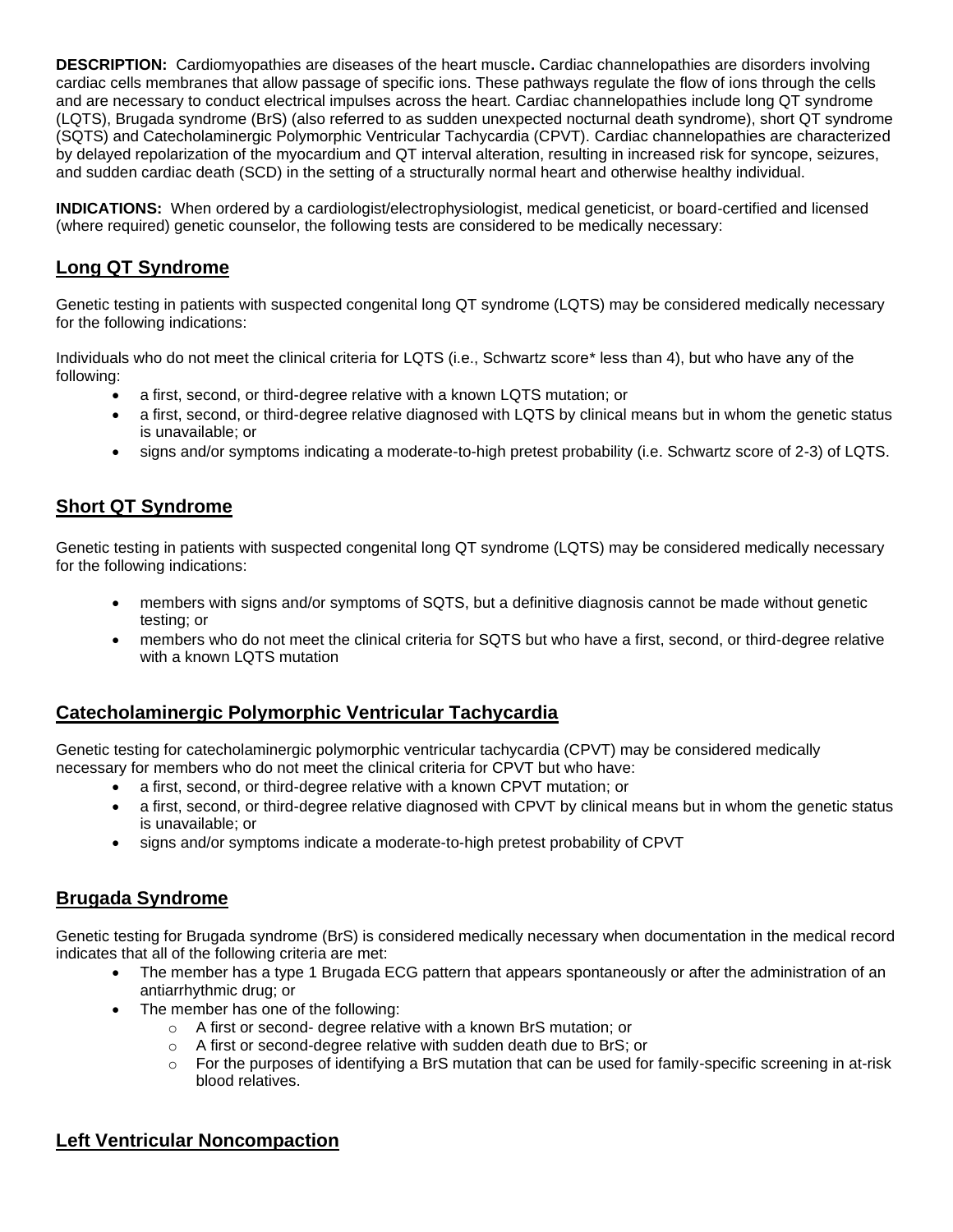**DESCRIPTION:** Cardiomyopathies are diseases of the heart muscle**.** Cardiac channelopathies are disorders involving cardiac cells membranes that allow passage of specific ions. These pathways regulate the flow of ions through the cells and are necessary to conduct electrical impulses across the heart. Cardiac channelopathies include long QT syndrome (LQTS), Brugada syndrome (BrS) (also referred to as sudden unexpected nocturnal death syndrome), short QT syndrome (SQTS) and Catecholaminergic Polymorphic Ventricular Tachycardia (CPVT). Cardiac channelopathies are characterized by delayed repolarization of the myocardium and QT interval alteration, resulting in increased risk for syncope, seizures, and sudden cardiac death (SCD) in the setting of a structurally normal heart and otherwise healthy individual.

**INDICATIONS:** When ordered by a cardiologist/electrophysiologist, medical geneticist, or board-certified and licensed (where required) genetic counselor, the following tests are considered to be medically necessary:

## Long QT Syndrome

Genetic testing in patients with suspected congenital long QT syndrome (LQTS) may be considered medically necessary for the following indications:

Individuals who do not meet the clinical criteria for LQTS (i.e., Schwartz score* less than 4), but who have any of the following:

- a first, second, or third-degree relative with a known LQTS mutation; or
- a first, second, or third-degree relative diagnosed with LQTS by clinical means but in whom the genetic status is unavailable; or
- signs and/or symptoms indicating a moderate-to-high pretest probability (i.e. Schwartz score of 2-3) of LQTS.

## Short QT Syndrome

Genetic testing in patients with suspected congenital long QT syndrome (LQTS) may be considered medically necessary for the following indications:

- members with signs and/or symptoms of SQTS, but a definitive diagnosis cannot be made without genetic testing; or
- members who do not meet the clinical criteria for SQTS but who have a first, second, or third-degree relative with a known LQTS mutation

## Catecholaminergic Polymorphic Ventricular Tachycardia

Genetic testing for catecholaminergic polymorphic ventricular tachycardia (CPVT) may be considered medically necessary for members who do not meet the clinical criteria for CPVT but who have:

- a first, second, or third-degree relative with a known CPVT mutation; or
- a first, second, or third-degree relative diagnosed with CPVT by clinical means but in whom the genetic status is unavailable; or
- signs and/or symptoms indicate a moderate-to-high pretest probability of CPVT

## Brugada Syndrome

Genetic testing for Brugada syndrome (BrS) is considered medically necessary when documentation in the medical record indicates that all of the following criteria are met:

- The member has a type 1 Brugada ECG pattern that appears spontaneously or after the administration of an antiarrhythmic drug; or
- The member has one of the following:
  - A first or second- degree relative with a known BrS mutation; or
  - A first or second-degree relative with sudden death due to BrS; or
  - For the purposes of identifying a BrS mutation that can be used for family-specific screening in at-risk blood relatives.

## Left Ventricular Noncompaction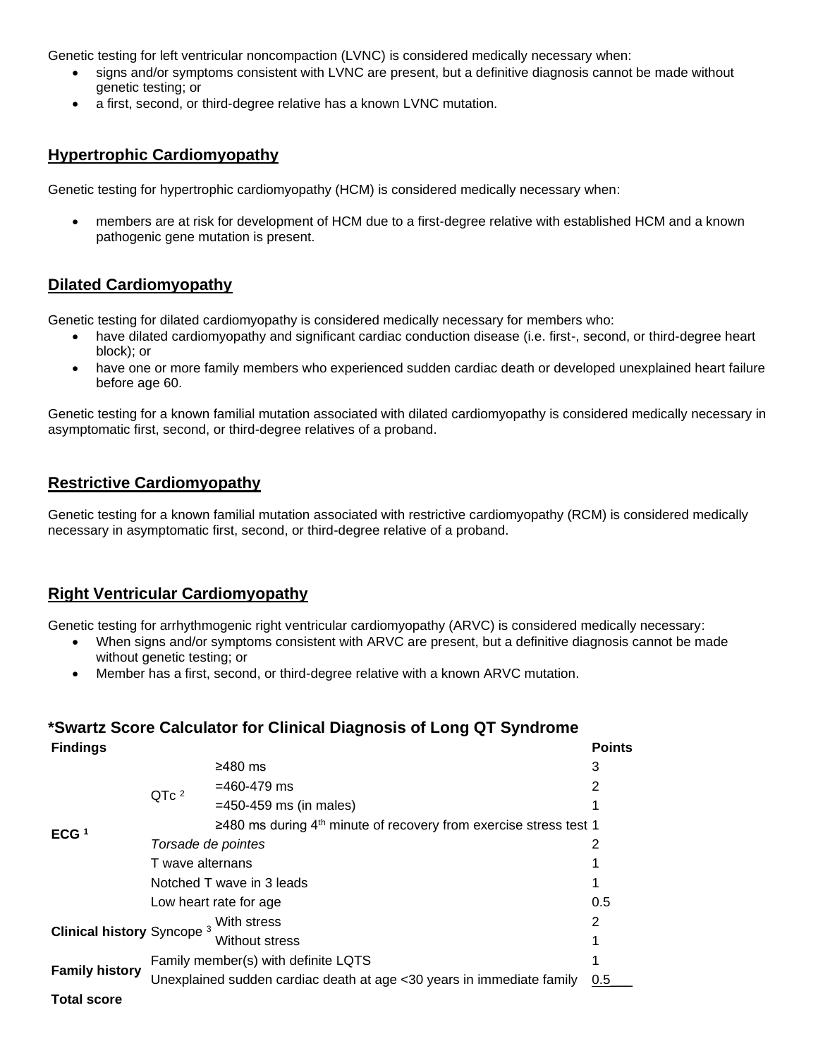Genetic testing for left ventricular noncompaction (LVNC) is considered medically necessary when:

- signs and/or symptoms consistent with LVNC are present, but a definitive diagnosis cannot be made without genetic testing; or
- a first, second, or third-degree relative has a known LVNC mutation.

## Hypertrophic Cardiomyopathy

Genetic testing for hypertrophic cardiomyopathy (HCM) is considered medically necessary when:

- members are at risk for development of HCM due to a first-degree relative with established HCM and a known pathogenic gene mutation is present.

## Dilated Cardiomyopathy

Genetic testing for dilated cardiomyopathy is considered medically necessary for members who:

- have dilated cardiomyopathy and significant cardiac conduction disease (i.e. first-, second, or third-degree heart block); or
- have one or more family members who experienced sudden cardiac death or developed unexplained heart failure before age 60.

Genetic testing for a known familial mutation associated with dilated cardiomyopathy is considered medically necessary in asymptomatic first, second, or third-degree relatives of a proband.

## Restrictive Cardiomyopathy

Genetic testing for a known familial mutation associated with restrictive cardiomyopathy (RCM) is considered medically necessary in asymptomatic first, second, or third-degree relative of a proband.

## Right Ventricular Cardiomyopathy

Genetic testing for arrhythmogenic right ventricular cardiomyopathy (ARVC) is considered medically necessary:

- When signs and/or symptoms consistent with ARVC are present, but a definitive diagnosis cannot be made without genetic testing; or
- Member has a first, second, or third-degree relative with a known ARVC mutation.

### *Swartz Score Calculator for Clinical Diagnosis of Long QT Syndrome

| Findings | | | Points |
|---|---|---|---|
| ECG [1] | QTc [2] | ≥480 ms | 3 |
| | | =460-479 ms | 2 |
| | | =450-459 ms (in males) | 1 |
| | | ≥480 ms during 4th minute of recovery from exercise stress test | 1 |
| | *Torsade de pointes* | | 2 |
| | T wave alternans | | 1 |
| | Notched T wave in 3 leads | | 1 |
| | Low heart rate for age | | 0.5 |
| Clinical history | Syncope [3] | With stress | 2 |
| | | Without stress | 1 |
| Family history | Family member(s) with definite LQTS | | 1 |
| | Unexplained sudden cardiac death at age <30 years in immediate family | | 0.5 |
| Total score | | | |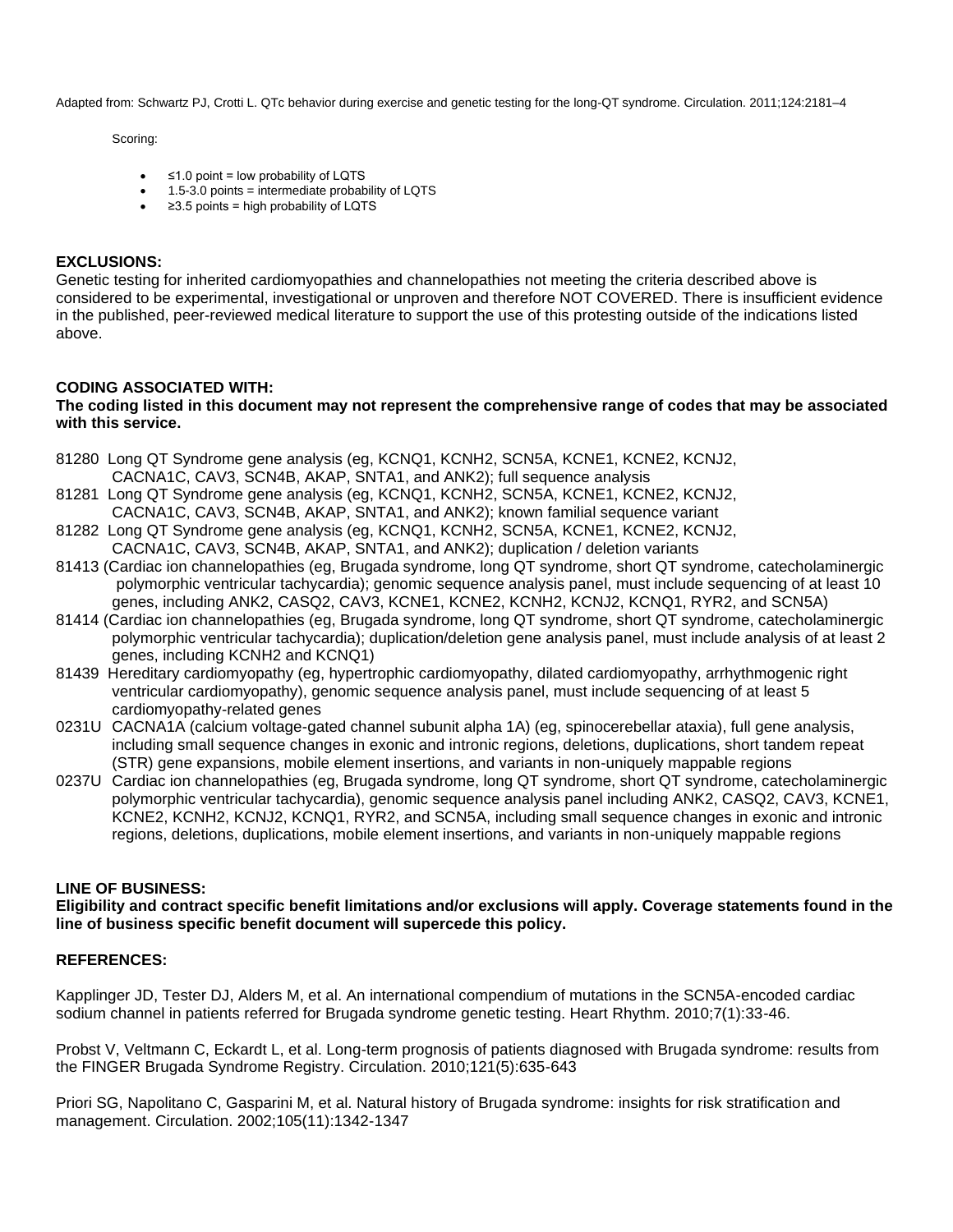Adapted from: Schwartz PJ, Crotti L. QTc behavior during exercise and genetic testing for the long-QT syndrome. Circulation. 2011;124:2181–4

Scoring:

- ≤1.0 point = low probability of LQTS
- 1.5-3.0 points = intermediate probability of LQTS
- ≥3.5 points = high probability of LQTS

**EXCLUSIONS:**

Genetic testing for inherited cardiomyopathies and channelopathies not meeting the criteria described above is considered to be experimental, investigational or unproven and therefore NOT COVERED. There is insufficient evidence in the published, peer-reviewed medical literature to support the use of this protesting outside of the indications listed above.

**CODING ASSOCIATED WITH:**

**The coding listed in this document may not represent the comprehensive range of codes that may be associated with this service.**

81280 Long QT Syndrome gene analysis (eg, KCNQ1, KCNH2, SCN5A, KCNE1, KCNE2, KCNJ2, CACNA1C, CAV3, SCN4B, AKAP, SNTA1, and ANK2); full sequence analysis

81281 Long QT Syndrome gene analysis (eg, KCNQ1, KCNH2, SCN5A, KCNE1, KCNE2, KCNJ2, CACNA1C, CAV3, SCN4B, AKAP, SNTA1, and ANK2); known familial sequence variant

81282 Long QT Syndrome gene analysis (eg, KCNQ1, KCNH2, SCN5A, KCNE1, KCNE2, KCNJ2, CACNA1C, CAV3, SCN4B, AKAP, SNTA1, and ANK2); duplication / deletion variants

81413 (Cardiac ion channelopathies (eg, Brugada syndrome, long QT syndrome, short QT syndrome, catecholaminergic polymorphic ventricular tachycardia); genomic sequence analysis panel, must include sequencing of at least 10 genes, including ANK2, CASQ2, CAV3, KCNE1, KCNE2, KCNH2, KCNJ2, KCNQ1, RYR2, and SCN5A)

81414 (Cardiac ion channelopathies (eg, Brugada syndrome, long QT syndrome, short QT syndrome, catecholaminergic polymorphic ventricular tachycardia); duplication/deletion gene analysis panel, must include analysis of at least 2 genes, including KCNH2 and KCNQ1)

81439 Hereditary cardiomyopathy (eg, hypertrophic cardiomyopathy, dilated cardiomyopathy, arrhythmogenic right ventricular cardiomyopathy), genomic sequence analysis panel, must include sequencing of at least 5 cardiomyopathy-related genes

0231U CACNA1A (calcium voltage-gated channel subunit alpha 1A) (eg, spinocerebellar ataxia), full gene analysis, including small sequence changes in exonic and intronic regions, deletions, duplications, short tandem repeat (STR) gene expansions, mobile element insertions, and variants in non-uniquely mappable regions

0237U Cardiac ion channelopathies (eg, Brugada syndrome, long QT syndrome, short QT syndrome, catecholaminergic polymorphic ventricular tachycardia), genomic sequence analysis panel including ANK2, CASQ2, CAV3, KCNE1, KCNE2, KCNH2, KCNJ2, KCNQ1, RYR2, and SCN5A, including small sequence changes in exonic and intronic regions, deletions, duplications, mobile element insertions, and variants in non-uniquely mappable regions

**LINE OF BUSINESS:**

**Eligibility and contract specific benefit limitations and/or exclusions will apply. Coverage statements found in the line of business specific benefit document will supercede this policy.**

**REFERENCES:**

Kapplinger JD, Tester DJ, Alders M, et al. An international compendium of mutations in the SCN5A-encoded cardiac sodium channel in patients referred for Brugada syndrome genetic testing. Heart Rhythm. 2010;7(1):33-46.

Probst V, Veltmann C, Eckardt L, et al. Long-term prognosis of patients diagnosed with Brugada syndrome: results from the FINGER Brugada Syndrome Registry. Circulation. 2010;121(5):635-643

Priori SG, Napolitano C, Gasparini M, et al. Natural history of Brugada syndrome: insights for risk stratification and management. Circulation. 2002;105(11):1342-1347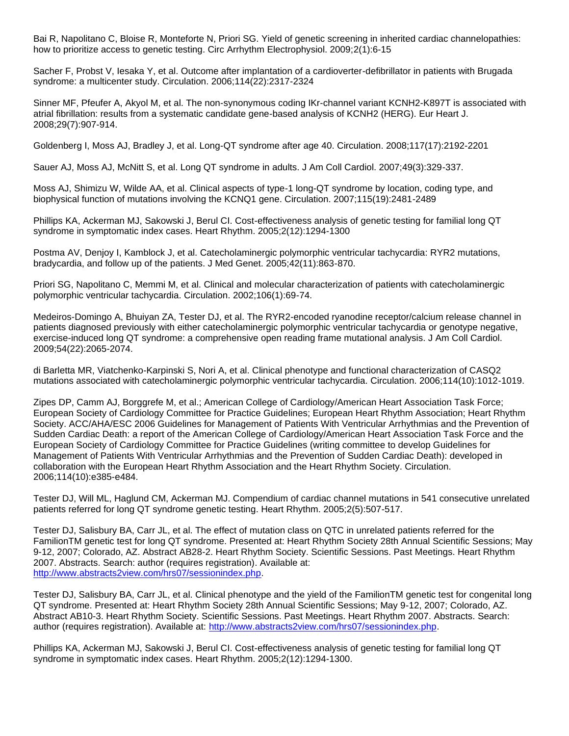Bai R, Napolitano C, Bloise R, Monteforte N, Priori SG. Yield of genetic screening in inherited cardiac channelopathies: how to prioritize access to genetic testing. Circ Arrhythm Electrophysiol. 2009;2(1):6-15

Sacher F, Probst V, Iesaka Y, et al. Outcome after implantation of a cardioverter-defibrillator in patients with Brugada syndrome: a multicenter study. Circulation. 2006;114(22):2317-2324

Sinner MF, Pfeufer A, Akyol M, et al. The non-synonymous coding IKr-channel variant KCNH2-K897T is associated with atrial fibrillation: results from a systematic candidate gene-based analysis of KCNH2 (HERG). Eur Heart J. 2008;29(7):907-914.

Goldenberg I, Moss AJ, Bradley J, et al. Long-QT syndrome after age 40. Circulation. 2008;117(17):2192-2201

Sauer AJ, Moss AJ, McNitt S, et al. Long QT syndrome in adults. J Am Coll Cardiol. 2007;49(3):329-337.

Moss AJ, Shimizu W, Wilde AA, et al. Clinical aspects of type-1 long-QT syndrome by location, coding type, and biophysical function of mutations involving the KCNQ1 gene. Circulation. 2007;115(19):2481-2489

Phillips KA, Ackerman MJ, Sakowski J, Berul CI. Cost-effectiveness analysis of genetic testing for familial long QT syndrome in symptomatic index cases. Heart Rhythm. 2005;2(12):1294-1300

Postma AV, Denjoy I, Kamblock J, et al. Catecholaminergic polymorphic ventricular tachycardia: RYR2 mutations, bradycardia, and follow up of the patients. J Med Genet. 2005;42(11):863-870.

Priori SG, Napolitano C, Memmi M, et al. Clinical and molecular characterization of patients with catecholaminergic polymorphic ventricular tachycardia. Circulation. 2002;106(1):69-74.

Medeiros-Domingo A, Bhuiyan ZA, Tester DJ, et al. The RYR2-encoded ryanodine receptor/calcium release channel in patients diagnosed previously with either catecholaminergic polymorphic ventricular tachycardia or genotype negative, exercise-induced long QT syndrome: a comprehensive open reading frame mutational analysis. J Am Coll Cardiol. 2009;54(22):2065-2074.

di Barletta MR, Viatchenko-Karpinski S, Nori A, et al. Clinical phenotype and functional characterization of CASQ2 mutations associated with catecholaminergic polymorphic ventricular tachycardia. Circulation. 2006;114(10):1012-1019.

Zipes DP, Camm AJ, Borggrefe M, et al.; American College of Cardiology/American Heart Association Task Force; European Society of Cardiology Committee for Practice Guidelines; European Heart Rhythm Association; Heart Rhythm Society. ACC/AHA/ESC 2006 Guidelines for Management of Patients With Ventricular Arrhythmias and the Prevention of Sudden Cardiac Death: a report of the American College of Cardiology/American Heart Association Task Force and the European Society of Cardiology Committee for Practice Guidelines (writing committee to develop Guidelines for Management of Patients With Ventricular Arrhythmias and the Prevention of Sudden Cardiac Death): developed in collaboration with the European Heart Rhythm Association and the Heart Rhythm Society. Circulation. 2006;114(10):e385-e484.

Tester DJ, Will ML, Haglund CM, Ackerman MJ. Compendium of cardiac channel mutations in 541 consecutive unrelated patients referred for long QT syndrome genetic testing. Heart Rhythm. 2005;2(5):507-517.

Tester DJ, Salisbury BA, Carr JL, et al. The effect of mutation class on QTC in unrelated patients referred for the FamilionTM genetic test for long QT syndrome. Presented at: Heart Rhythm Society 28th Annual Scientific Sessions; May 9-12, 2007; Colorado, AZ. Abstract AB28-2. Heart Rhythm Society. Scientific Sessions. Past Meetings. Heart Rhythm 2007. Abstracts. Search: author (requires registration). Available at: http://www.abstracts2view.com/hrs07/sessionindex.php.

Tester DJ, Salisbury BA, Carr JL, et al. Clinical phenotype and the yield of the FamilionTM genetic test for congenital long QT syndrome. Presented at: Heart Rhythm Society 28th Annual Scientific Sessions; May 9-12, 2007; Colorado, AZ. Abstract AB10-3. Heart Rhythm Society. Scientific Sessions. Past Meetings. Heart Rhythm 2007. Abstracts. Search: author (requires registration). Available at: http://www.abstracts2view.com/hrs07/sessionindex.php.

Phillips KA, Ackerman MJ, Sakowski J, Berul CI. Cost-effectiveness analysis of genetic testing for familial long QT syndrome in symptomatic index cases. Heart Rhythm. 2005;2(12):1294-1300.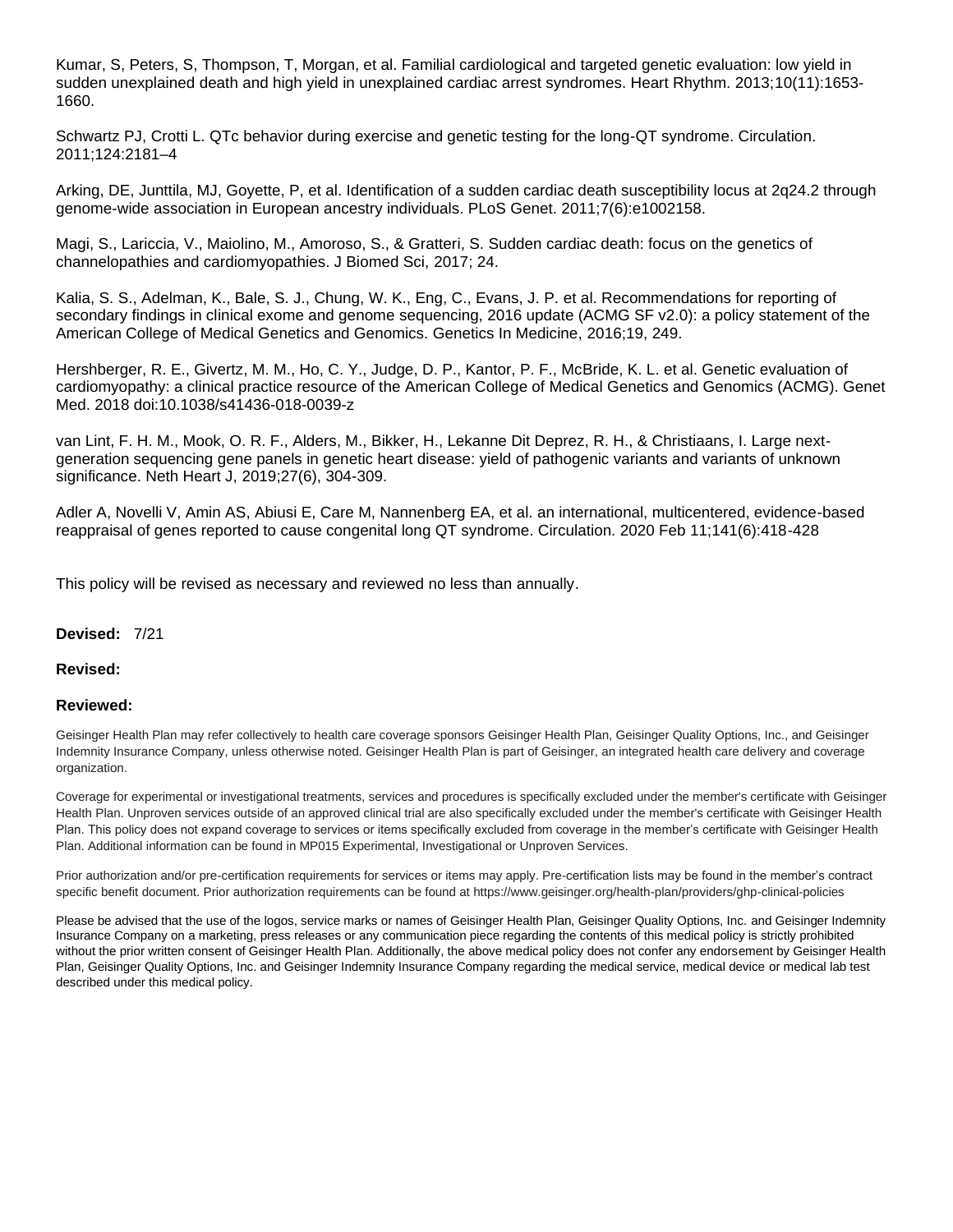Kumar, S, Peters, S, Thompson, T, Morgan, et al. Familial cardiological and targeted genetic evaluation: low yield in sudden unexplained death and high yield in unexplained cardiac arrest syndromes. Heart Rhythm. 2013;10(11):1653-1660.

Schwartz PJ, Crotti L. QTc behavior during exercise and genetic testing for the long-QT syndrome. Circulation. 2011;124:2181–4

Arking, DE, Junttila, MJ, Goyette, P, et al. Identification of a sudden cardiac death susceptibility locus at 2q24.2 through genome-wide association in European ancestry individuals. PLoS Genet. 2011;7(6):e1002158.

Magi, S., Lariccia, V., Maiolino, M., Amoroso, S., & Gratteri, S. Sudden cardiac death: focus on the genetics of channelopathies and cardiomyopathies. J Biomed Sci, 2017; 24.

Kalia, S. S., Adelman, K., Bale, S. J., Chung, W. K., Eng, C., Evans, J. P. et al. Recommendations for reporting of secondary findings in clinical exome and genome sequencing, 2016 update (ACMG SF v2.0): a policy statement of the American College of Medical Genetics and Genomics. Genetics In Medicine, 2016;19, 249.

Hershberger, R. E., Givertz, M. M., Ho, C. Y., Judge, D. P., Kantor, P. F., McBride, K. L. et al. Genetic evaluation of cardiomyopathy: a clinical practice resource of the American College of Medical Genetics and Genomics (ACMG). Genet Med. 2018 doi:10.1038/s41436-018-0039-z

van Lint, F. H. M., Mook, O. R. F., Alders, M., Bikker, H., Lekanne Dit Deprez, R. H., & Christiaans, I. Large next-generation sequencing gene panels in genetic heart disease: yield of pathogenic variants and variants of unknown significance. Neth Heart J, 2019;27(6), 304-309.

Adler A, Novelli V, Amin AS, Abiusi E, Care M, Nannenberg EA, et al. an international, multicentered, evidence-based reappraisal of genes reported to cause congenital long QT syndrome. Circulation. 2020 Feb 11;141(6):418-428

This policy will be revised as necessary and reviewed no less than annually.

**Devised:** 7/21

**Revised:**

**Reviewed:**

Geisinger Health Plan may refer collectively to health care coverage sponsors Geisinger Health Plan, Geisinger Quality Options, Inc., and Geisinger Indemnity Insurance Company, unless otherwise noted. Geisinger Health Plan is part of Geisinger, an integrated health care delivery and coverage organization.

Coverage for experimental or investigational treatments, services and procedures is specifically excluded under the member's certificate with Geisinger Health Plan. Unproven services outside of an approved clinical trial are also specifically excluded under the member's certificate with Geisinger Health Plan. This policy does not expand coverage to services or items specifically excluded from coverage in the member's certificate with Geisinger Health Plan. Additional information can be found in MP015 Experimental, Investigational or Unproven Services.

Prior authorization and/or pre-certification requirements for services or items may apply. Pre-certification lists may be found in the member's contract specific benefit document. Prior authorization requirements can be found at https://www.geisinger.org/health-plan/providers/ghp-clinical-policies

Please be advised that the use of the logos, service marks or names of Geisinger Health Plan, Geisinger Quality Options, Inc. and Geisinger Indemnity Insurance Company on a marketing, press releases or any communication piece regarding the contents of this medical policy is strictly prohibited without the prior written consent of Geisinger Health Plan. Additionally, the above medical policy does not confer any endorsement by Geisinger Health Plan, Geisinger Quality Options, Inc. and Geisinger Indemnity Insurance Company regarding the medical service, medical device or medical lab test described under this medical policy.